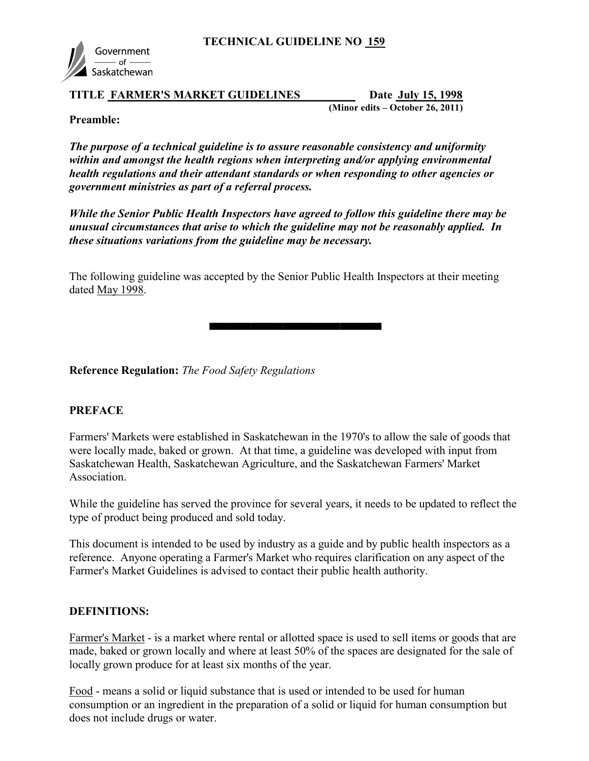# TECHNICAL GUIDELINE NO 159

Government of Saskatchewan

**TITLE FARMER'S MARKET GUIDELINES** **Date July 15, 1998**
**(Minor edits – October 26, 2011)**

**Preamble:**

***The purpose of a technical guideline is to assure reasonable consistency and uniformity within and amongst the health regions when interpreting and/or applying environmental health regulations and their attendant standards or when responding to other agencies or government ministries as part of a referral process.***

***While the Senior Public Health Inspectors have agreed to follow this guideline there may be unusual circumstances that arise to which the guideline may not be reasonably applied. In these situations variations from the guideline may be necessary.***

The following guideline was accepted by the Senior Public Health Inspectors at their meeting dated May 1998.

---

**Reference Regulation:** *The Food Safety Regulations*

## PREFACE

Farmers' Markets were established in Saskatchewan in the 1970's to allow the sale of goods that were locally made, baked or grown. At that time, a guideline was developed with input from Saskatchewan Health, Saskatchewan Agriculture, and the Saskatchewan Farmers' Market Association.

While the guideline has served the province for several years, it needs to be updated to reflect the type of product being produced and sold today.

This document is intended to be used by industry as a guide and by public health inspectors as a reference. Anyone operating a Farmer's Market who requires clarification on any aspect of the Farmer's Market Guidelines is advised to contact their public health authority.

## DEFINITIONS:

Farmer's Market - is a market where rental or allotted space is used to sell items or goods that are made, baked or grown locally and where at least 50% of the spaces are designated for the sale of locally grown produce for at least six months of the year.

Food - means a solid or liquid substance that is used or intended to be used for human consumption or an ingredient in the preparation of a solid or liquid for human consumption but does not include drugs or water.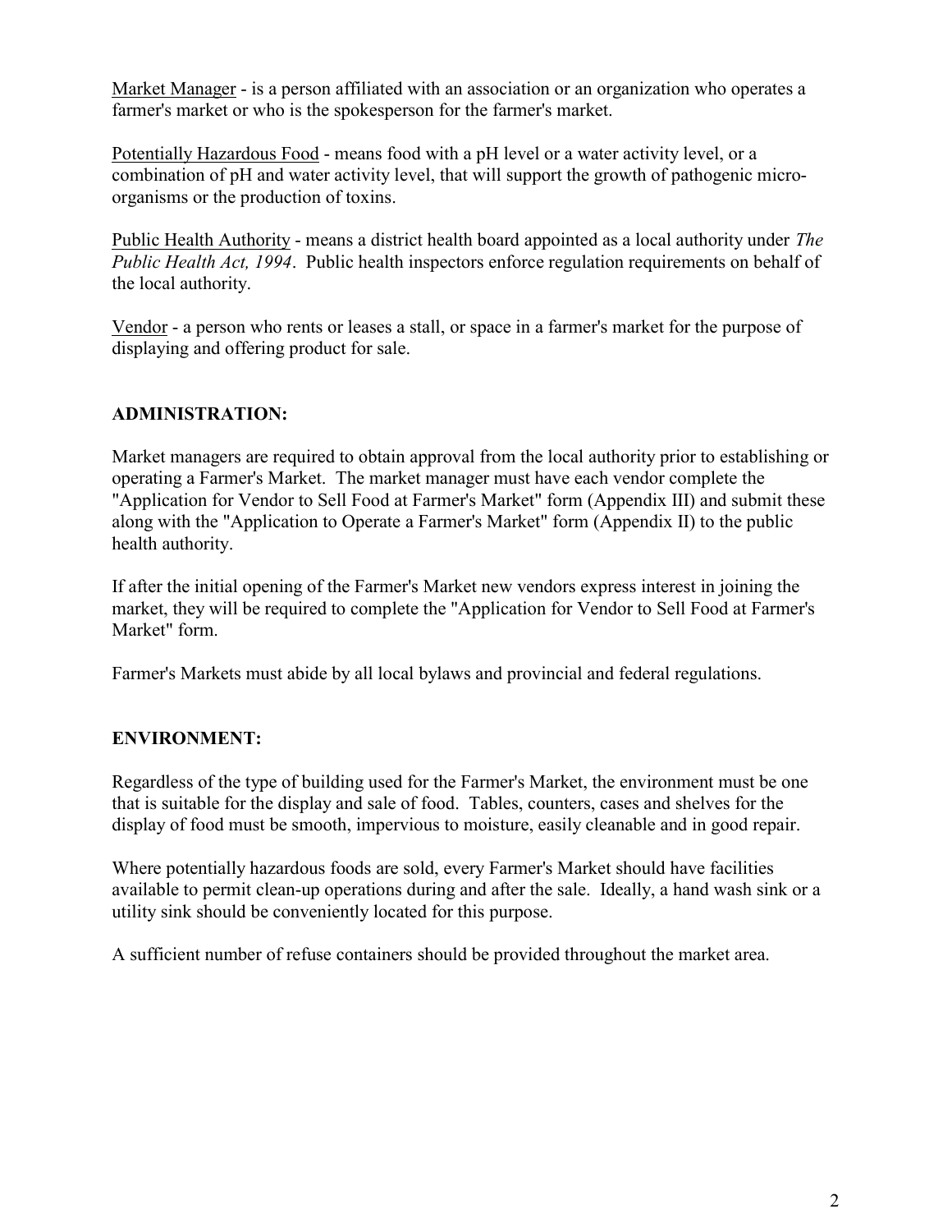Market Manager - is a person affiliated with an association or an organization who operates a farmer's market or who is the spokesperson for the farmer's market.

Potentially Hazardous Food - means food with a pH level or a water activity level, or a combination of pH and water activity level, that will support the growth of pathogenic micro-organisms or the production of toxins.

Public Health Authority - means a district health board appointed as a local authority under *The Public Health Act, 1994*. Public health inspectors enforce regulation requirements on behalf of the local authority.

Vendor - a person who rents or leases a stall, or space in a farmer's market for the purpose of displaying and offering product for sale.

## ADMINISTRATION:

Market managers are required to obtain approval from the local authority prior to establishing or operating a Farmer's Market. The market manager must have each vendor complete the "Application for Vendor to Sell Food at Farmer's Market" form (Appendix III) and submit these along with the "Application to Operate a Farmer's Market" form (Appendix II) to the public health authority.

If after the initial opening of the Farmer's Market new vendors express interest in joining the market, they will be required to complete the "Application for Vendor to Sell Food at Farmer's Market" form.

Farmer's Markets must abide by all local bylaws and provincial and federal regulations.

## ENVIRONMENT:

Regardless of the type of building used for the Farmer's Market, the environment must be one that is suitable for the display and sale of food. Tables, counters, cases and shelves for the display of food must be smooth, impervious to moisture, easily cleanable and in good repair.

Where potentially hazardous foods are sold, every Farmer's Market should have facilities available to permit clean-up operations during and after the sale. Ideally, a hand wash sink or a utility sink should be conveniently located for this purpose.

A sufficient number of refuse containers should be provided throughout the market area.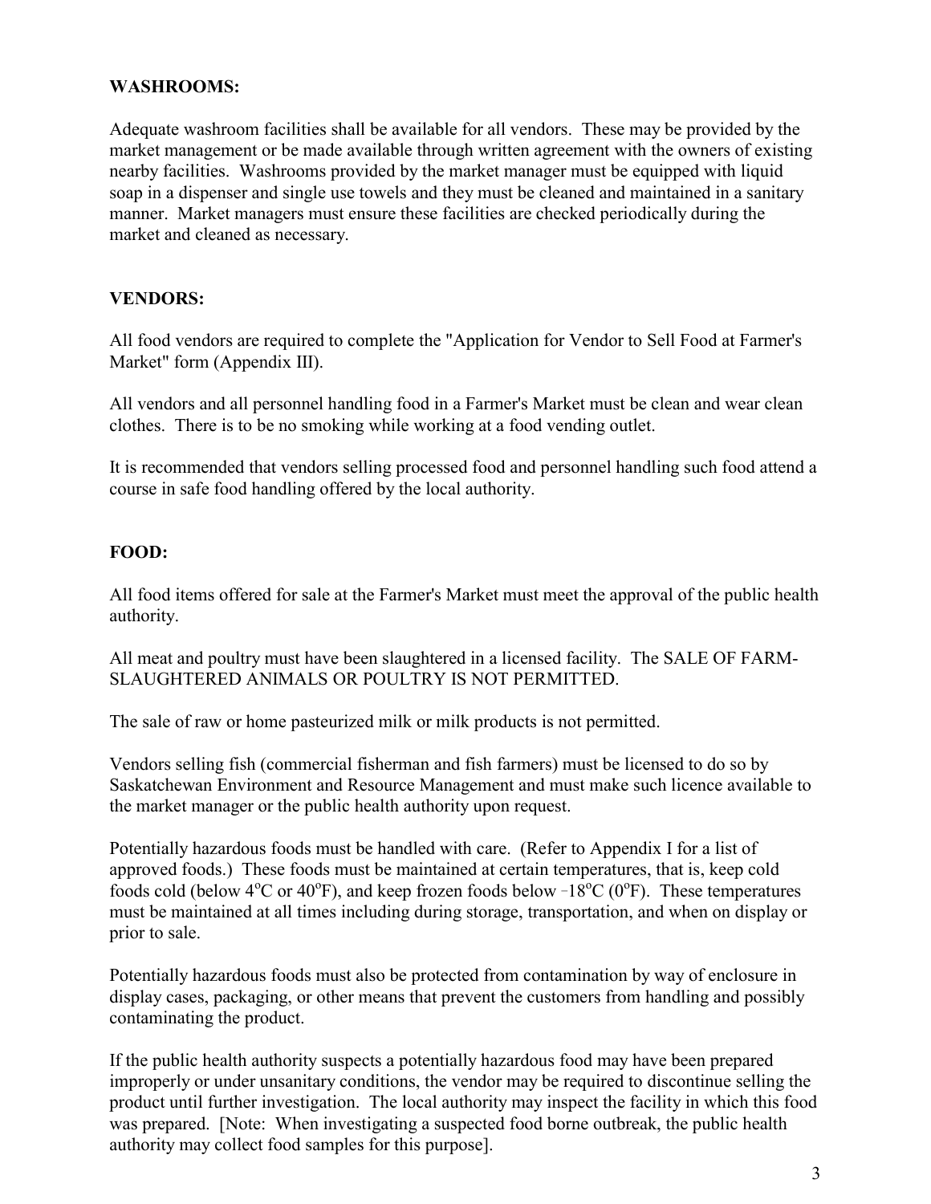## WASHROOMS:

Adequate washroom facilities shall be available for all vendors. These may be provided by the market management or be made available through written agreement with the owners of existing nearby facilities. Washrooms provided by the market manager must be equipped with liquid soap in a dispenser and single use towels and they must be cleaned and maintained in a sanitary manner. Market managers must ensure these facilities are checked periodically during the market and cleaned as necessary.

## VENDORS:

All food vendors are required to complete the "Application for Vendor to Sell Food at Farmer's Market" form (Appendix III).

All vendors and all personnel handling food in a Farmer's Market must be clean and wear clean clothes. There is to be no smoking while working at a food vending outlet.

It is recommended that vendors selling processed food and personnel handling such food attend a course in safe food handling offered by the local authority.

## FOOD:

All food items offered for sale at the Farmer's Market must meet the approval of the public health authority.

All meat and poultry must have been slaughtered in a licensed facility. The SALE OF FARM-SLAUGHTERED ANIMALS OR POULTRY IS NOT PERMITTED.

The sale of raw or home pasteurized milk or milk products is not permitted.

Vendors selling fish (commercial fisherman and fish farmers) must be licensed to do so by Saskatchewan Environment and Resource Management and must make such licence available to the market manager or the public health authority upon request.

Potentially hazardous foods must be handled with care. (Refer to Appendix I for a list of approved foods.) These foods must be maintained at certain temperatures, that is, keep cold foods cold (below 4°C or 40°F), and keep frozen foods below -18°C (0°F). These temperatures must be maintained at all times including during storage, transportation, and when on display or prior to sale.

Potentially hazardous foods must also be protected from contamination by way of enclosure in display cases, packaging, or other means that prevent the customers from handling and possibly contaminating the product.

If the public health authority suspects a potentially hazardous food may have been prepared improperly or under unsanitary conditions, the vendor may be required to discontinue selling the product until further investigation. The local authority may inspect the facility in which this food was prepared. [Note: When investigating a suspected food borne outbreak, the public health authority may collect food samples for this purpose].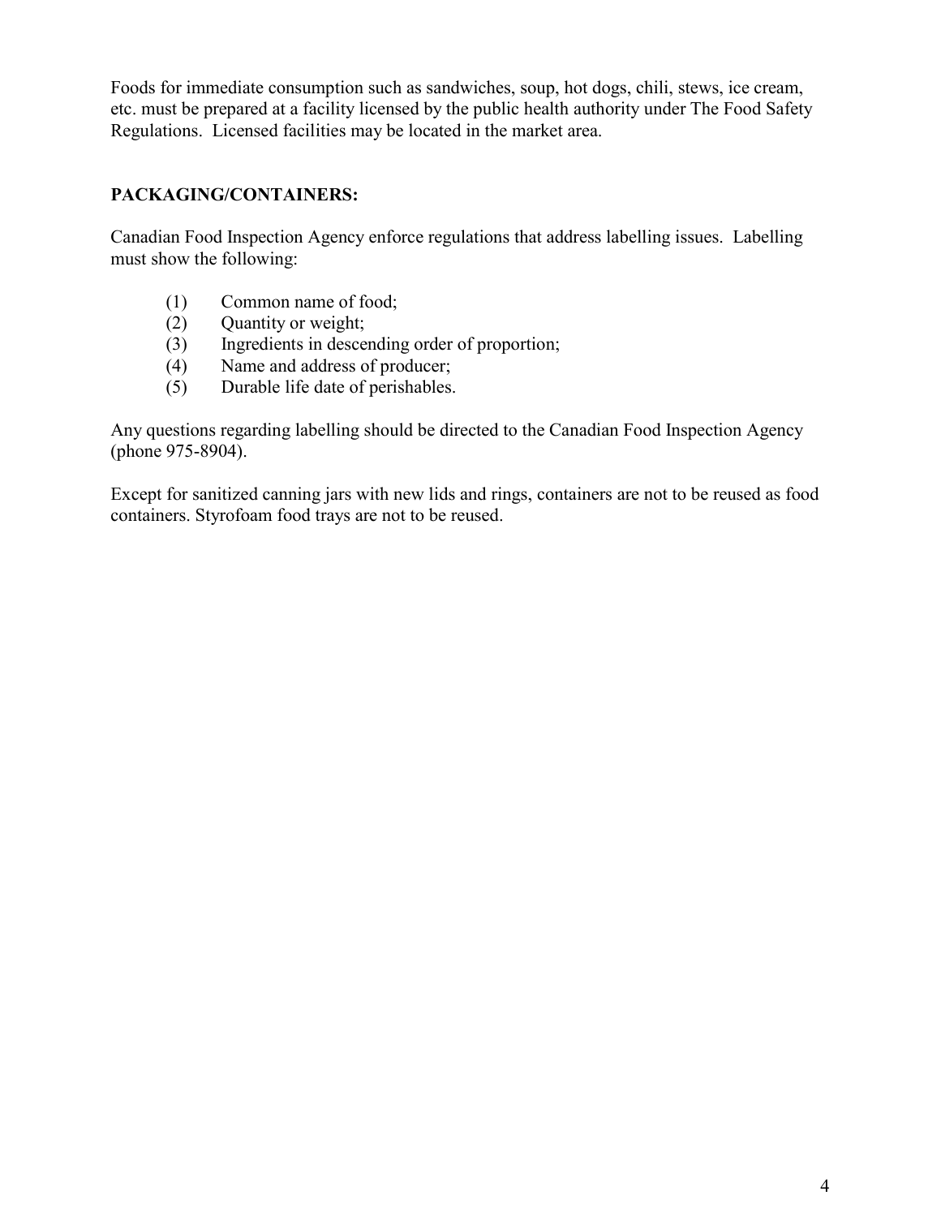Foods for immediate consumption such as sandwiches, soup, hot dogs, chili, stews, ice cream, etc. must be prepared at a facility licensed by the public health authority under The Food Safety Regulations. Licensed facilities may be located in the market area.

## PACKAGING/CONTAINERS:

Canadian Food Inspection Agency enforce regulations that address labelling issues. Labelling must show the following:

(1) Common name of food;
(2) Quantity or weight;
(3) Ingredients in descending order of proportion;
(4) Name and address of producer;
(5) Durable life date of perishables.

Any questions regarding labelling should be directed to the Canadian Food Inspection Agency (phone 975-8904).

Except for sanitized canning jars with new lids and rings, containers are not to be reused as food containers. Styrofoam food trays are not to be reused.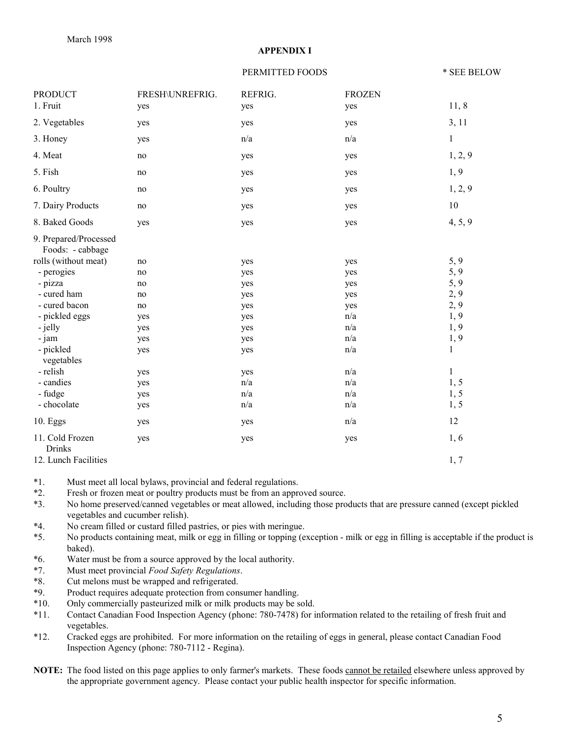March 1998

**APPENDIX I**

| PRODUCT | FRESH\UNREFRIG. | REFRIG. | FROZEN | * SEE BELOW |
|---|---|---|---|---|
| | PERMITTED FOODS | | | |
| 1. Fruit | yes | yes | yes | 11, 8 |
| 2. Vegetables | yes | yes | yes | 3, 11 |
| 3. Honey | yes | n/a | n/a | 1 |
| 4. Meat | no | yes | yes | 1, 2, 9 |
| 5. Fish | no | yes | yes | 1, 9 |
| 6. Poultry | no | yes | yes | 1, 2, 9 |
| 7. Dairy Products | no | yes | yes | 10 |
| 8. Baked Goods | yes | yes | yes | 4, 5, 9 |
| 9. Prepared/Processed Foods: - cabbage rolls (without meat) | no | yes | yes | 5, 9 |
| - perogies | no | yes | yes | 5, 9 |
| - pizza | no | yes | yes | 5, 9 |
| - cured ham | no | yes | yes | 2, 9 |
| - cured bacon | no | yes | yes | 2, 9 |
| - pickled eggs | yes | yes | n/a | 1, 9 |
| - jelly | yes | yes | n/a | 1, 9 |
| - jam | yes | yes | n/a | 1, 9 |
| - pickled vegetables | yes | yes | n/a | 1 |
| - relish | yes | yes | n/a | 1 |
| - candies | yes | n/a | n/a | 1, 5 |
| - fudge | yes | n/a | n/a | 1, 5 |
| - chocolate | yes | n/a | n/a | 1, 5 |
| 10. Eggs | yes | yes | n/a | 12 |
| 11. Cold Frozen Drinks | yes | yes | yes | 1, 6 |
| 12. Lunch Facilities | | | | 1, 7 |

*1. Must meet all local bylaws, provincial and federal regulations.

*2. Fresh or frozen meat or poultry products must be from an approved source.

*3. No home preserved/canned vegetables or meat allowed, including those products that are pressure canned (except pickled vegetables and cucumber relish).

*4. No cream filled or custard filled pastries, or pies with meringue.

*5. No products containing meat, milk or egg in filling or topping (exception - milk or egg in filling is acceptable if the product is baked).

*6. Water must be from a source approved by the local authority.

*7. Must meet provincial *Food Safety Regulations*.

*8. Cut melons must be wrapped and refrigerated.

*9. Product requires adequate protection from consumer handling.

*10. Only commercially pasteurized milk or milk products may be sold.

*11. Contact Canadian Food Inspection Agency (phone: 780-7478) for information related to the retailing of fresh fruit and vegetables.

*12. Cracked eggs are prohibited. For more information on the retailing of eggs in general, please contact Canadian Food Inspection Agency (phone: 780-7112 - Regina).

**NOTE:** The food listed on this page applies to only farmer's markets. These foods <u>cannot be retailed</u> elsewhere unless approved by the appropriate government agency. Please contact your public health inspector for specific information.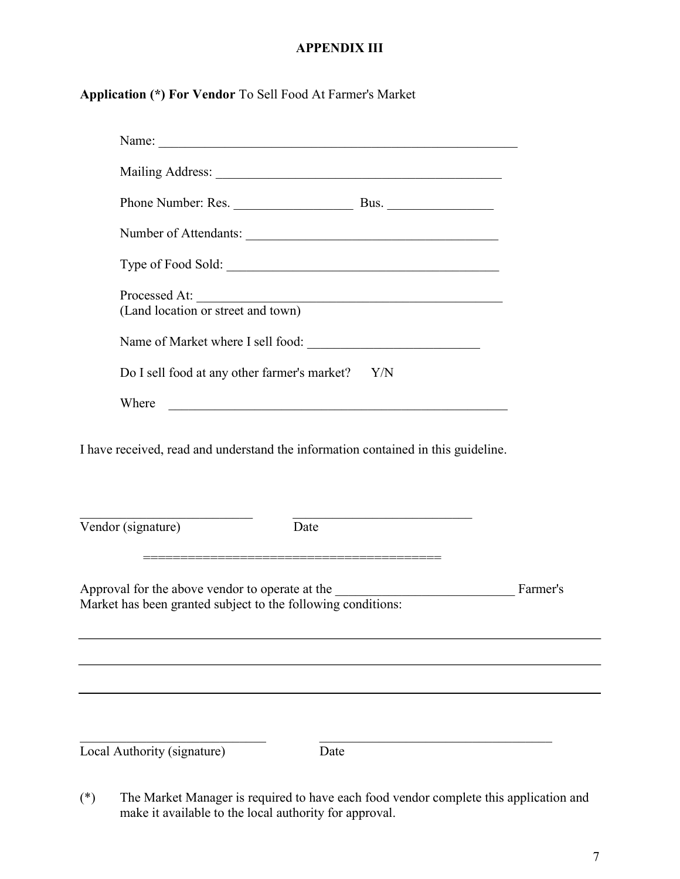## APPENDIX III

**Application (*) For Vendor** To Sell Food At Farmer's Market

Name: ________________________________________________________

Mailing Address: ____________________________________________

Phone Number: Res. __________________ Bus. ________________

Number of Attendants: ______________________________________

Type of Food Sold: __________________________________________

Processed At: ______________________________________________
(Land location or street and town)

Name of Market where I sell food: __________________________

Do I sell food at any other farmer's market? Y/N

Where ____________________________________________________

I have received, read and understand the information contained in this guideline.

___________________________ ___________________________
Vendor (signature) Date

========================================

Approval for the above vendor to operate at the ___________________________ Farmer's Market has been granted subject to the following conditions:

___________________________________________________________________________

___________________________________________________________________________

___________________________________________________________________________

_____________________________ ____________________________________
Local Authority (signature) Date

(*) The Market Manager is required to have each food vendor complete this application and make it available to the local authority for approval.